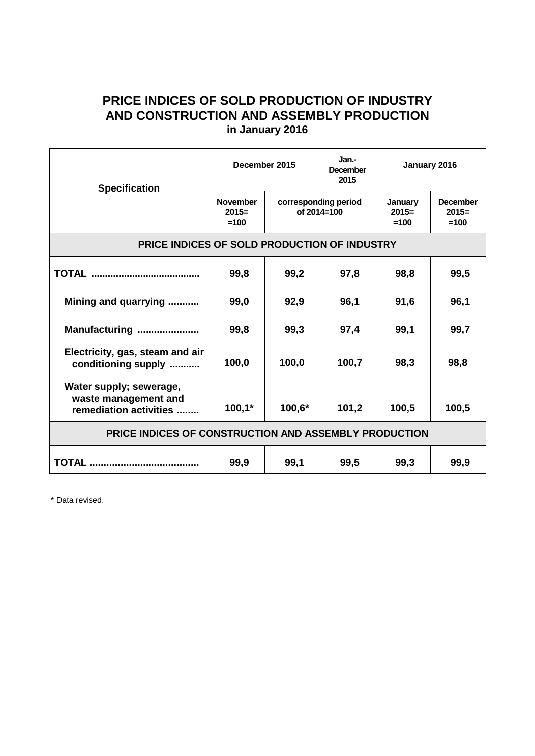# PRICE INDICES OF SOLD PRODUCTION OF INDUSTRY AND CONSTRUCTION AND ASSEMBLY PRODUCTION

**in January 2016**

| Specification | December 2015 | | Jan.-December 2015 | January 2016 | |
|---|---|---|---|---|---|
| | November 2015= =100 | corresponding period of 2014=100 | | January 2015= =100 | December 2015= =100 |
| **PRICE INDICES OF SOLD PRODUCTION OF INDUSTRY** | | | | | |
| **TOTAL .......................................** | **99,8** | **99,2** | **97,8** | **98,8** | **99,5** |
| **Mining and quarrying ...........** | **99,0** | **92,9** | **96,1** | **91,6** | **96,1** |
| **Manufacturing ......................** | **99,8** | **99,3** | **97,4** | **99,1** | **99,7** |
| **Electricity, gas, steam and air conditioning supply ...........** | **100,0** | **100,0** | **100,7** | **98,3** | **98,8** |
| **Water supply; sewerage, waste management and remediation activities ........** | **100,1*** | **100,6*** | **101,2** | **100,5** | **100,5** |
| **PRICE INDICES OF CONSTRUCTION AND ASSEMBLY PRODUCTION** | | | | | |
| **TOTAL .......................................** | **99,9** | **99,1** | **99,5** | **99,3** | **99,9** |

\* Data revised.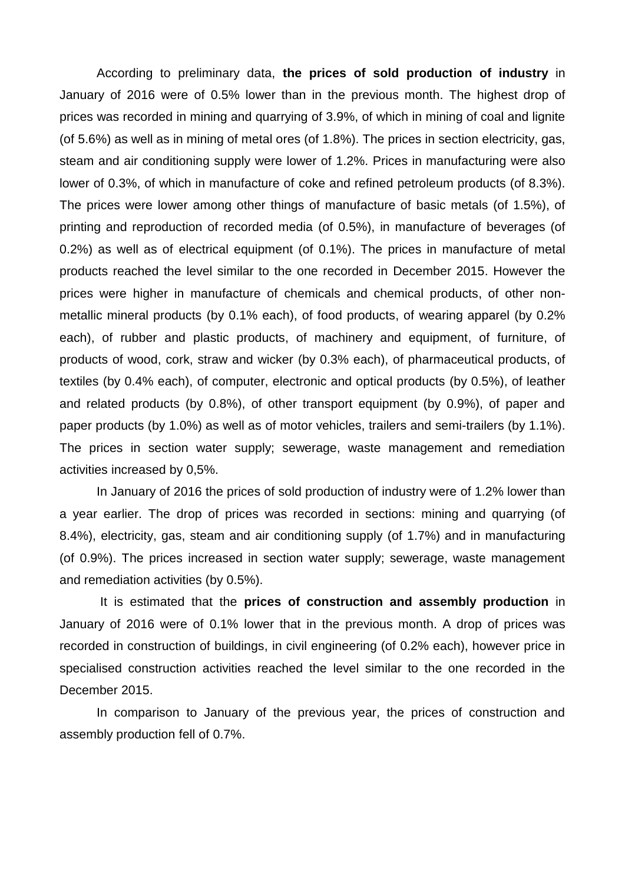According to preliminary data, **the prices of sold production of industry** in January of 2016 were of 0.5% lower than in the previous month. The highest drop of prices was recorded in mining and quarrying of 3.9%, of which in mining of coal and lignite (of 5.6%) as well as in mining of metal ores (of 1.8%). The prices in section electricity, gas, steam and air conditioning supply were lower of 1.2%. Prices in manufacturing were also lower of 0.3%, of which in manufacture of coke and refined petroleum products (of 8.3%). The prices were lower among other things of manufacture of basic metals (of 1.5%), of printing and reproduction of recorded media (of 0.5%), in manufacture of beverages (of 0.2%) as well as of electrical equipment (of 0.1%). The prices in manufacture of metal products reached the level similar to the one recorded in December 2015. However the prices were higher in manufacture of chemicals and chemical products, of other non-metallic mineral products (by 0.1% each), of food products, of wearing apparel (by 0.2% each), of rubber and plastic products, of machinery and equipment, of furniture, of products of wood, cork, straw and wicker (by 0.3% each), of pharmaceutical products, of textiles (by 0.4% each), of computer, electronic and optical products (by 0.5%), of leather and related products (by 0.8%), of other transport equipment (by 0.9%), of paper and paper products (by 1.0%) as well as of motor vehicles, trailers and semi-trailers (by 1.1%). The prices in section water supply; sewerage, waste management and remediation activities increased by 0,5%.

In January of 2016 the prices of sold production of industry were of 1.2% lower than a year earlier. The drop of prices was recorded in sections: mining and quarrying (of 8.4%), electricity, gas, steam and air conditioning supply (of 1.7%) and in manufacturing (of 0.9%). The prices increased in section water supply; sewerage, waste management and remediation activities (by 0.5%).

It is estimated that the **prices of construction and assembly production** in January of 2016 were of 0.1% lower that in the previous month. A drop of prices was recorded in construction of buildings, in civil engineering (of 0.2% each), however price in specialised construction activities reached the level similar to the one recorded in the December 2015.

In comparison to January of the previous year, the prices of construction and assembly production fell of 0.7%.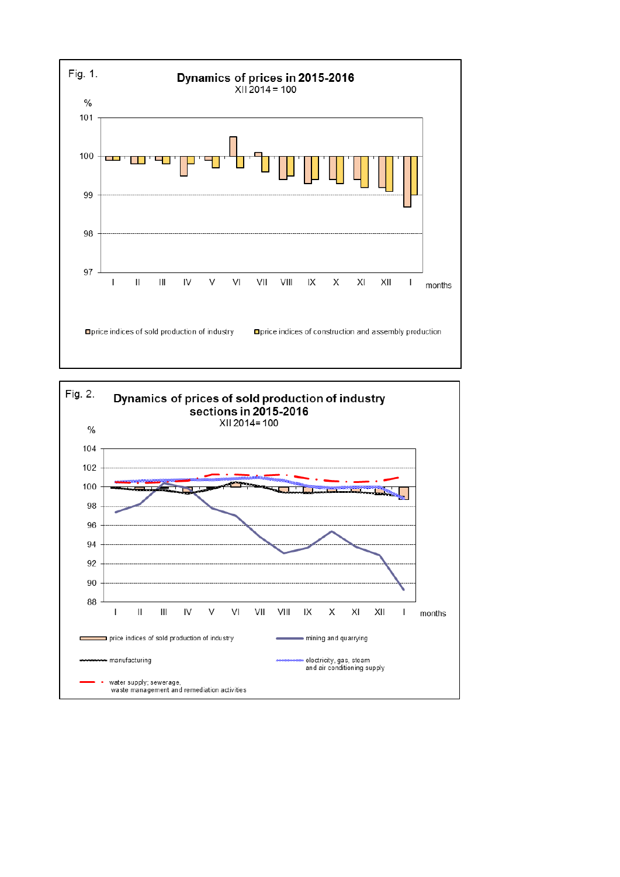Fig. 1.

**Dynamics of prices in 2015-2016**

XII 2014 = 100

%

101

100

99

98

97

I II III IV V VI VII VIII IX X XI XII I

months

price indices of sold production of industry

price indices of construction and assembly production

Fig. 2.

**Dynamics of prices of sold production of industry sections in 2015-2016**

XII 2014= 100

%

104

102

100

98

96

94

92

90

88

I II III IV V VI VII VIII IX X XI XII I

months

price indices of sold production of industry

mining and quarrying

manufacturing

electricity, gas, steam and air conditioning supply

water supply; sewerage, waste management and remediation activities